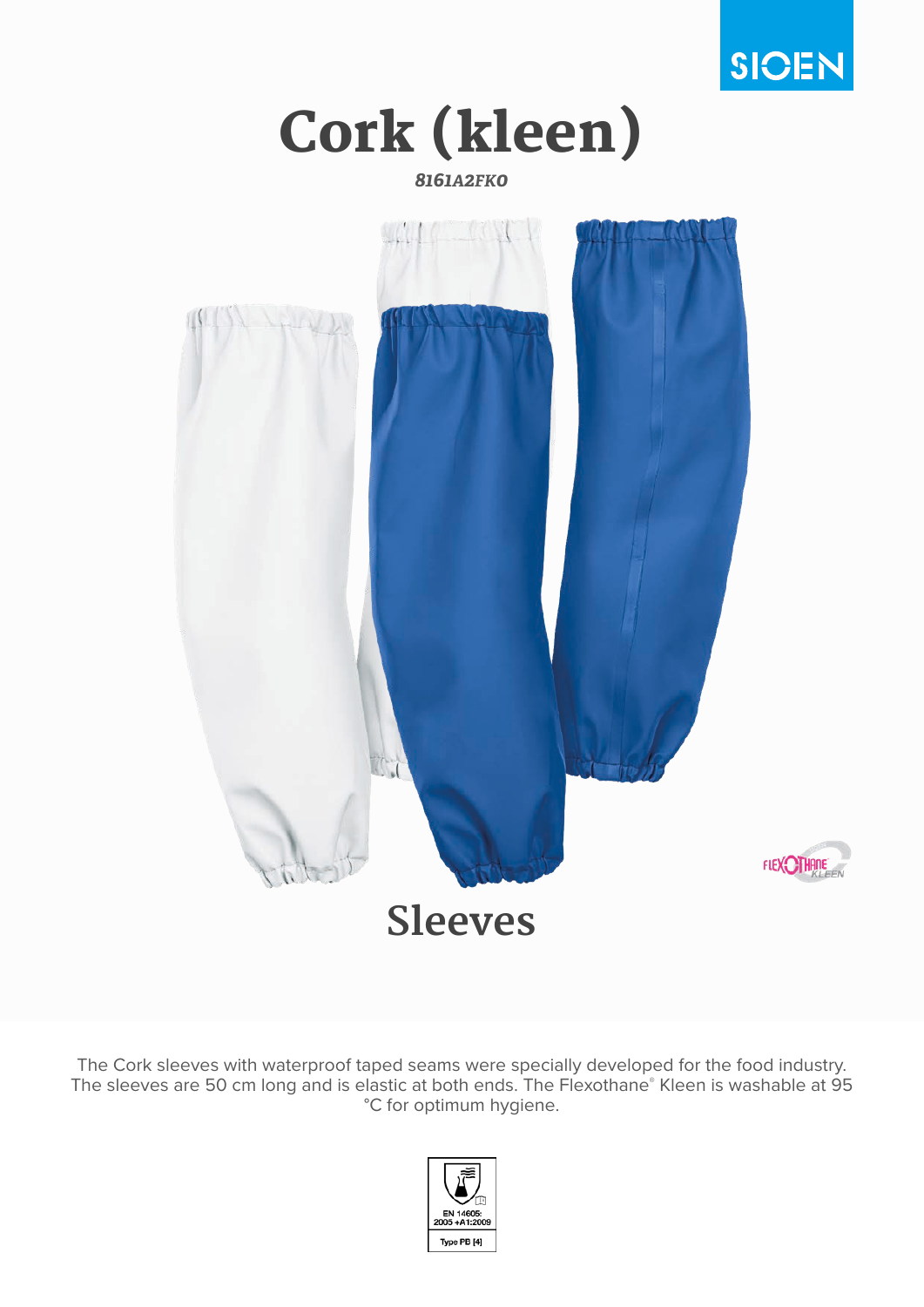SIOEN

# Cork (kleen)

*8161A2FKO*

FLEXOTHANE KLEEN

## Sleeves

The Cork sleeves with waterproof taped seams were specially developed for the food industry. The sleeves are 50 cm long and is elastic at both ends. The Flexothane® Kleen is washable at 95 °C for optimum hygiene.

EN 14605: 2005 +A1:2009

Type PB [4]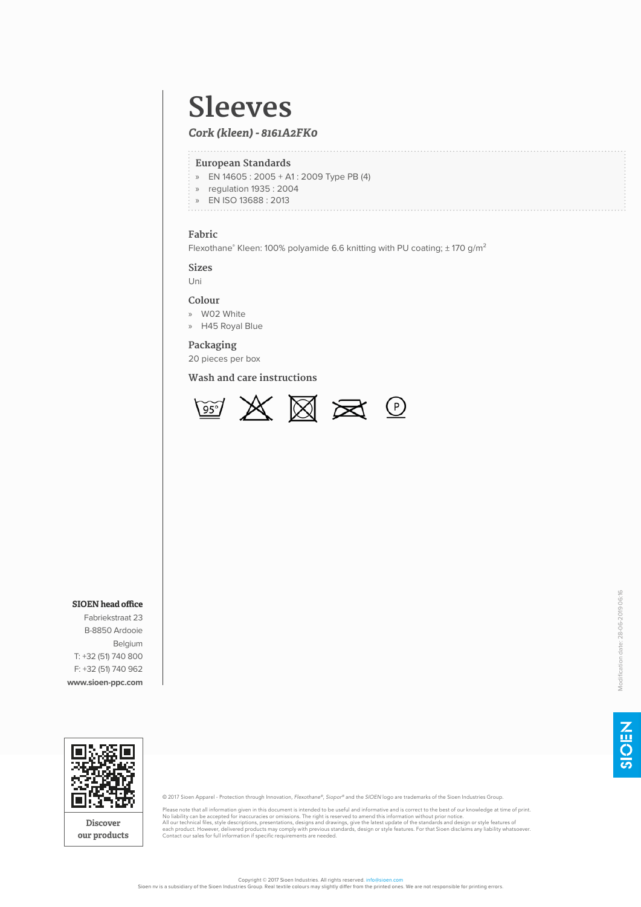# Sleeves

***Cork (kleen) - 8161A2FK0***

### European Standards

- EN 14605 : 2005 + A1 : 2009 Type PB (4)
- regulation 1935 : 2004
- EN ISO 13688 : 2013

### Fabric

Flexothane® Kleen: 100% polyamide 6.6 knitting with PU coating; ± 170 g/m²

### Sizes

Uni

### Colour

- W02 White
- H45 Royal Blue

### Packaging

20 pieces per box

### Wash and care instructions

95°

**SIOEN head office**
Fabriekstraat 23
B-8850 Ardooie
Belgium
T: +32 (51) 740 800
F: +32 (51) 740 962
**www.sioen-ppc.com**

Modification date: 28-06-2019 06:16

**Discover our products**

© 2017 Sioen Apparel - Protection through Innovation, *Flexothane®*, *Siopor®* and the *SIOEN* logo are trademarks of the Sioen Industries Group.

Please note that all information given in this document is intended to be useful and informative and is correct to the best of our knowledge at time of print. No liability can be accepted for inaccuracies or omissions. The right is reserved to amend this information without prior notice.
All our technical files, style descriptions, presentations, designs and drawings, give the latest update of the standards and design or style features of each product. However, delivered products may comply with previous standards, design or style features. For that Sioen disclaims any liability whatsoever.
Contact our sales for full information if specific requirements are needed.

Copyright © 2017 Sioen Industries. All rights reserved. info@sioen.com
Sioen nv is a subsidiary of the Sioen Industries Group. Real textile colours may slightly differ from the printed ones. We are not responsible for printing errors.